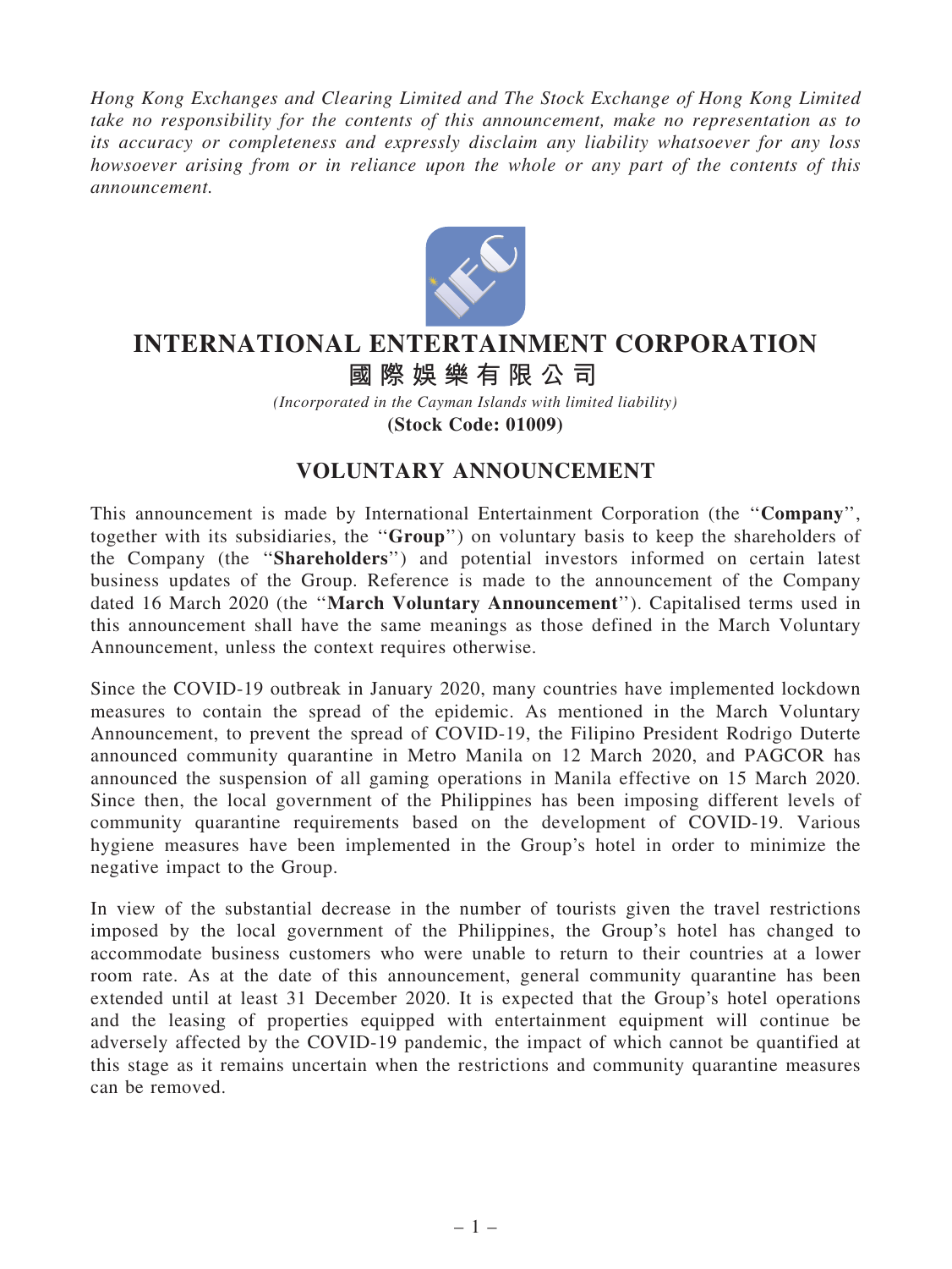*Hong Kong Exchanges and Clearing Limited and The Stock Exchange of Hong Kong Limited take no responsibility for the contents of this announcement, make no representation as to its accuracy or completeness and expressly disclaim any liability whatsoever for any loss howsoever arising from or in reliance upon the whole or any part of the contents of this announcement.*

# INTERNATIONAL ENTERTAINMENT CORPORATION

# 國際娛樂有限公司

*(Incorporated in the Cayman Islands with limited liability)*

**(Stock Code: 01009)**

## VOLUNTARY ANNOUNCEMENT

This announcement is made by International Entertainment Corporation (the "**Company**", together with its subsidiaries, the "**Group**") on voluntary basis to keep the shareholders of the Company (the "**Shareholders**") and potential investors informed on certain latest business updates of the Group. Reference is made to the announcement of the Company dated 16 March 2020 (the "**March Voluntary Announcement**"). Capitalised terms used in this announcement shall have the same meanings as those defined in the March Voluntary Announcement, unless the context requires otherwise.

Since the COVID-19 outbreak in January 2020, many countries have implemented lockdown measures to contain the spread of the epidemic. As mentioned in the March Voluntary Announcement, to prevent the spread of COVID-19, the Filipino President Rodrigo Duterte announced community quarantine in Metro Manila on 12 March 2020, and PAGCOR has announced the suspension of all gaming operations in Manila effective on 15 March 2020. Since then, the local government of the Philippines has been imposing different levels of community quarantine requirements based on the development of COVID-19. Various hygiene measures have been implemented in the Group's hotel in order to minimize the negative impact to the Group.

In view of the substantial decrease in the number of tourists given the travel restrictions imposed by the local government of the Philippines, the Group's hotel has changed to accommodate business customers who were unable to return to their countries at a lower room rate. As at the date of this announcement, general community quarantine has been extended until at least 31 December 2020. It is expected that the Group's hotel operations and the leasing of properties equipped with entertainment equipment will continue be adversely affected by the COVID-19 pandemic, the impact of which cannot be quantified at this stage as it remains uncertain when the restrictions and community quarantine measures can be removed.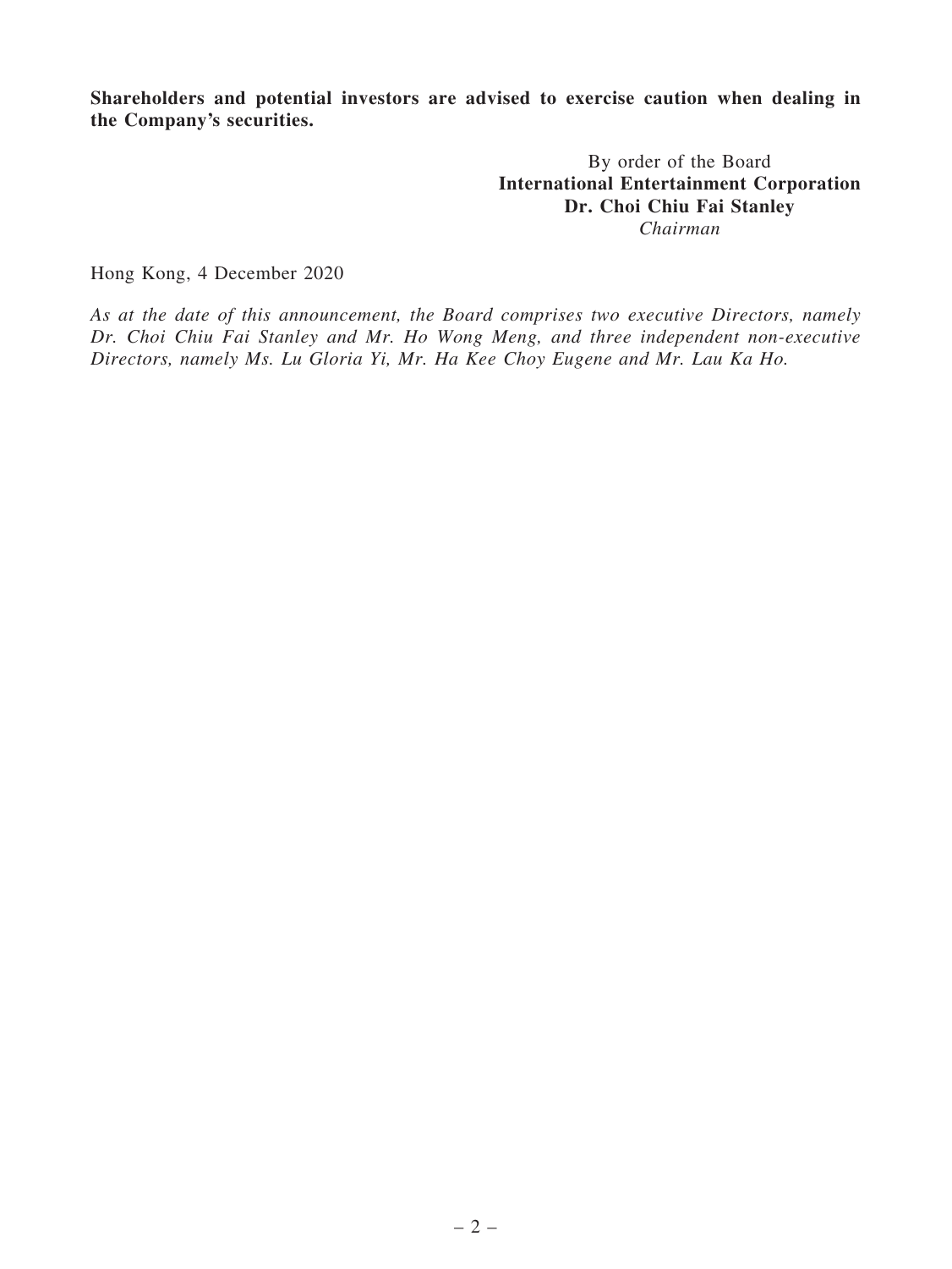**Shareholders and potential investors are advised to exercise caution when dealing in the Company's securities.**

By order of the Board
**International Entertainment Corporation**
**Dr. Choi Chiu Fai Stanley**
*Chairman*

Hong Kong, 4 December 2020

*As at the date of this announcement, the Board comprises two executive Directors, namely Dr. Choi Chiu Fai Stanley and Mr. Ho Wong Meng, and three independent non-executive Directors, namely Ms. Lu Gloria Yi, Mr. Ha Kee Choy Eugene and Mr. Lau Ka Ho.*